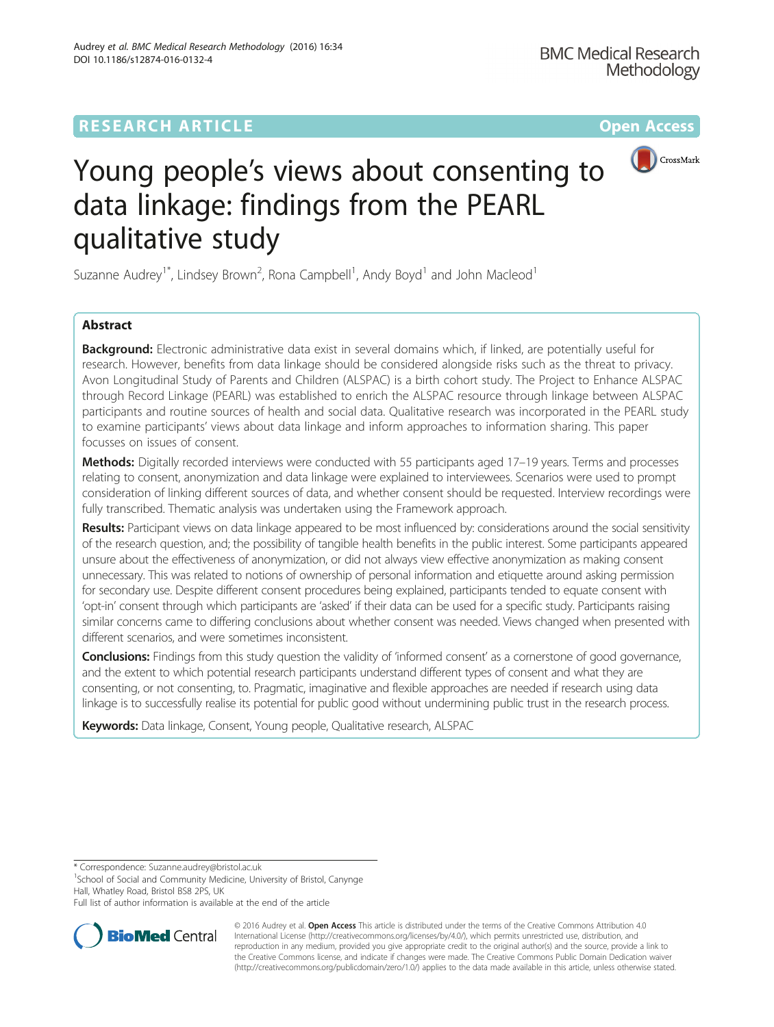RESEARCH ARTICLE

Open Access

# Young people's views about consenting to data linkage: findings from the PEARL qualitative study

Suzanne Audrey[1*], Lindsey Brown[2], Rona Campbell[1], Andy Boyd[1] and John Macleod[1]

## Abstract

**Background:** Electronic administrative data exist in several domains which, if linked, are potentially useful for research. However, benefits from data linkage should be considered alongside risks such as the threat to privacy. Avon Longitudinal Study of Parents and Children (ALSPAC) is a birth cohort study. The Project to Enhance ALSPAC through Record Linkage (PEARL) was established to enrich the ALSPAC resource through linkage between ALSPAC participants and routine sources of health and social data. Qualitative research was incorporated in the PEARL study to examine participants' views about data linkage and inform approaches to information sharing. This paper focusses on issues of consent.

**Methods:** Digitally recorded interviews were conducted with 55 participants aged 17–19 years. Terms and processes relating to consent, anonymization and data linkage were explained to interviewees. Scenarios were used to prompt consideration of linking different sources of data, and whether consent should be requested. Interview recordings were fully transcribed. Thematic analysis was undertaken using the Framework approach.

**Results:** Participant views on data linkage appeared to be most influenced by: considerations around the social sensitivity of the research question, and; the possibility of tangible health benefits in the public interest. Some participants appeared unsure about the effectiveness of anonymization, or did not always view effective anonymization as making consent unnecessary. This was related to notions of ownership of personal information and etiquette around asking permission for secondary use. Despite different consent procedures being explained, participants tended to equate consent with 'opt-in' consent through which participants are 'asked' if their data can be used for a specific study. Participants raising similar concerns came to differing conclusions about whether consent was needed. Views changed when presented with different scenarios, and were sometimes inconsistent.

**Conclusions:** Findings from this study question the validity of 'informed consent' as a cornerstone of good governance, and the extent to which potential research participants understand different types of consent and what they are consenting, or not consenting, to. Pragmatic, imaginative and flexible approaches are needed if research using data linkage is to successfully realise its potential for public good without undermining public trust in the research process.

**Keywords:** Data linkage, Consent, Young people, Qualitative research, ALSPAC

\* Correspondence: Suzanne.audrey@bristol.ac.uk

[1]School of Social and Community Medicine, University of Bristol, Canynge Hall, Whatley Road, Bristol BS8 2PS, UK

Full list of author information is available at the end of the article

© 2016 Audrey et al. **Open Access** This article is distributed under the terms of the Creative Commons Attribution 4.0 International License (http://creativecommons.org/licenses/by/4.0/), which permits unrestricted use, distribution, and reproduction in any medium, provided you give appropriate credit to the original author(s) and the source, provide a link to the Creative Commons license, and indicate if changes were made. The Creative Commons Public Domain Dedication waiver (http://creativecommons.org/publicdomain/zero/1.0/) applies to the data made available in this article, unless otherwise stated.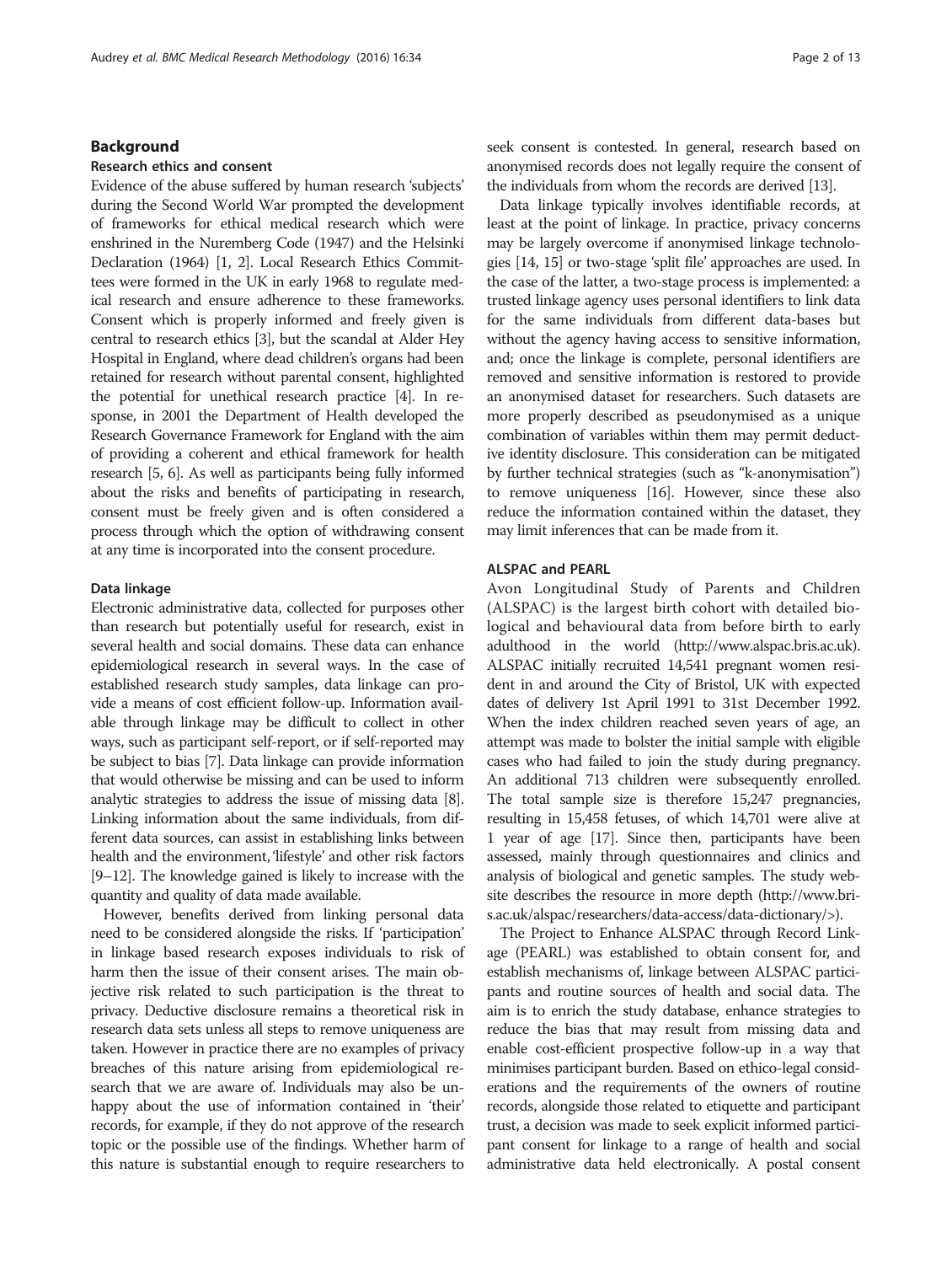## Background

### Research ethics and consent

Evidence of the abuse suffered by human research 'subjects' during the Second World War prompted the development of frameworks for ethical medical research which were enshrined in the Nuremberg Code (1947) and the Helsinki Declaration (1964) [1, 2]. Local Research Ethics Committees were formed in the UK in early 1968 to regulate medical research and ensure adherence to these frameworks. Consent which is properly informed and freely given is central to research ethics [3], but the scandal at Alder Hey Hospital in England, where dead children's organs had been retained for research without parental consent, highlighted the potential for unethical research practice [4]. In response, in 2001 the Department of Health developed the Research Governance Framework for England with the aim of providing a coherent and ethical framework for health research [5, 6]. As well as participants being fully informed about the risks and benefits of participating in research, consent must be freely given and is often considered a process through which the option of withdrawing consent at any time is incorporated into the consent procedure.

### Data linkage

Electronic administrative data, collected for purposes other than research but potentially useful for research, exist in several health and social domains. These data can enhance epidemiological research in several ways. In the case of established research study samples, data linkage can provide a means of cost efficient follow-up. Information available through linkage may be difficult to collect in other ways, such as participant self-report, or if self-reported may be subject to bias [7]. Data linkage can provide information that would otherwise be missing and can be used to inform analytic strategies to address the issue of missing data [8]. Linking information about the same individuals, from different data sources, can assist in establishing links between health and the environment, 'lifestyle' and other risk factors [9–12]. The knowledge gained is likely to increase with the quantity and quality of data made available.

However, benefits derived from linking personal data need to be considered alongside the risks. If 'participation' in linkage based research exposes individuals to risk of harm then the issue of their consent arises. The main objective risk related to such participation is the threat to privacy. Deductive disclosure remains a theoretical risk in research data sets unless all steps to remove uniqueness are taken. However in practice there are no examples of privacy breaches of this nature arising from epidemiological research that we are aware of. Individuals may also be unhappy about the use of information contained in 'their' records, for example, if they do not approve of the research topic or the possible use of the findings. Whether harm of this nature is substantial enough to require researchers to seek consent is contested. In general, research based on anonymised records does not legally require the consent of the individuals from whom the records are derived [13].

Data linkage typically involves identifiable records, at least at the point of linkage. In practice, privacy concerns may be largely overcome if anonymised linkage technologies [14, 15] or two-stage 'split file' approaches are used. In the case of the latter, a two-stage process is implemented: a trusted linkage agency uses personal identifiers to link data for the same individuals from different data-bases but without the agency having access to sensitive information, and; once the linkage is complete, personal identifiers are removed and sensitive information is restored to provide an anonymised dataset for researchers. Such datasets are more properly described as pseudonymised as a unique combination of variables within them may permit deductive identity disclosure. This consideration can be mitigated by further technical strategies (such as "k-anonymisation") to remove uniqueness [16]. However, since these also reduce the information contained within the dataset, they may limit inferences that can be made from it.

### ALSPAC and PEARL

Avon Longitudinal Study of Parents and Children (ALSPAC) is the largest birth cohort with detailed biological and behavioural data from before birth to early adulthood in the world (http://www.alspac.bris.ac.uk). ALSPAC initially recruited 14,541 pregnant women resident in and around the City of Bristol, UK with expected dates of delivery 1st April 1991 to 31st December 1992. When the index children reached seven years of age, an attempt was made to bolster the initial sample with eligible cases who had failed to join the study during pregnancy. An additional 713 children were subsequently enrolled. The total sample size is therefore 15,247 pregnancies, resulting in 15,458 fetuses, of which 14,701 were alive at 1 year of age [17]. Since then, participants have been assessed, mainly through questionnaires and clinics and analysis of biological and genetic samples. The study website describes the resource in more depth (http://www.bris.ac.uk/alspac/researchers/data-access/data-dictionary/>).

The Project to Enhance ALSPAC through Record Linkage (PEARL) was established to obtain consent for, and establish mechanisms of, linkage between ALSPAC participants and routine sources of health and social data. The aim is to enrich the study database, enhance strategies to reduce the bias that may result from missing data and enable cost-efficient prospective follow-up in a way that minimises participant burden. Based on ethico-legal considerations and the requirements of the owners of routine records, alongside those related to etiquette and participant trust, a decision was made to seek explicit informed participant consent for linkage to a range of health and social administrative data held electronically. A postal consent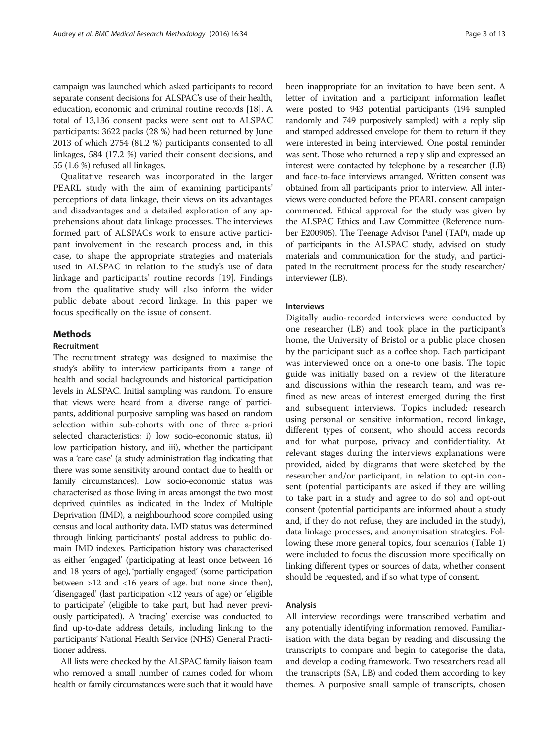campaign was launched which asked participants to record separate consent decisions for ALSPAC's use of their health, education, economic and criminal routine records [18]. A total of 13,136 consent packs were sent out to ALSPAC participants: 3622 packs (28 %) had been returned by June 2013 of which 2754 (81.2 %) participants consented to all linkages, 584 (17.2 %) varied their consent decisions, and 55 (1.6 %) refused all linkages.

Qualitative research was incorporated in the larger PEARL study with the aim of examining participants' perceptions of data linkage, their views on its advantages and disadvantages and a detailed exploration of any apprehensions about data linkage processes. The interviews formed part of ALSPACs work to ensure active participant involvement in the research process and, in this case, to shape the appropriate strategies and materials used in ALSPAC in relation to the study's use of data linkage and participants' routine records [19]. Findings from the qualitative study will also inform the wider public debate about record linkage. In this paper we focus specifically on the issue of consent.

## Methods

### Recruitment

The recruitment strategy was designed to maximise the study's ability to interview participants from a range of health and social backgrounds and historical participation levels in ALSPAC. Initial sampling was random. To ensure that views were heard from a diverse range of participants, additional purposive sampling was based on random selection within sub-cohorts with one of three a-priori selected characteristics: i) low socio-economic status, ii) low participation history, and iii), whether the participant was a 'care case' (a study administration flag indicating that there was some sensitivity around contact due to health or family circumstances). Low socio-economic status was characterised as those living in areas amongst the two most deprived quintiles as indicated in the Index of Multiple Deprivation (IMD), a neighbourhood score compiled using census and local authority data. IMD status was determined through linking participants' postal address to public domain IMD indexes. Participation history was characterised as either 'engaged' (participating at least once between 16 and 18 years of age), 'partially engaged' (some participation between >12 and <16 years of age, but none since then), 'disengaged' (last participation <12 years of age) or 'eligible to participate' (eligible to take part, but had never previously participated). A 'tracing' exercise was conducted to find up-to-date address details, including linking to the participants' National Health Service (NHS) General Practitioner address.

All lists were checked by the ALSPAC family liaison team who removed a small number of names coded for whom health or family circumstances were such that it would have been inappropriate for an invitation to have been sent. A letter of invitation and a participant information leaflet were posted to 943 potential participants (194 sampled randomly and 749 purposively sampled) with a reply slip and stamped addressed envelope for them to return if they were interested in being interviewed. One postal reminder was sent. Those who returned a reply slip and expressed an interest were contacted by telephone by a researcher (LB) and face-to-face interviews arranged. Written consent was obtained from all participants prior to interview. All interviews were conducted before the PEARL consent campaign commenced. Ethical approval for the study was given by the ALSPAC Ethics and Law Committee (Reference number E200905). The Teenage Advisor Panel (TAP), made up of participants in the ALSPAC study, advised on study materials and communication for the study, and participated in the recruitment process for the study researcher/interviewer (LB).

### Interviews

Digitally audio-recorded interviews were conducted by one researcher (LB) and took place in the participant's home, the University of Bristol or a public place chosen by the participant such as a coffee shop. Each participant was interviewed once on a one-to one basis. The topic guide was initially based on a review of the literature and discussions within the research team, and was refined as new areas of interest emerged during the first and subsequent interviews. Topics included: research using personal or sensitive information, record linkage, different types of consent, who should access records and for what purpose, privacy and confidentiality. At relevant stages during the interviews explanations were provided, aided by diagrams that were sketched by the researcher and/or participant, in relation to opt-in consent (potential participants are asked if they are willing to take part in a study and agree to do so) and opt-out consent (potential participants are informed about a study and, if they do not refuse, they are included in the study), data linkage processes, and anonymisation strategies. Following these more general topics, four scenarios (Table 1) were included to focus the discussion more specifically on linking different types or sources of data, whether consent should be requested, and if so what type of consent.

### Analysis

All interview recordings were transcribed verbatim and any potentially identifying information removed. Familiarisation with the data began by reading and discussing the transcripts to compare and begin to categorise the data, and develop a coding framework. Two researchers read all the transcripts (SA, LB) and coded them according to key themes. A purposive small sample of transcripts, chosen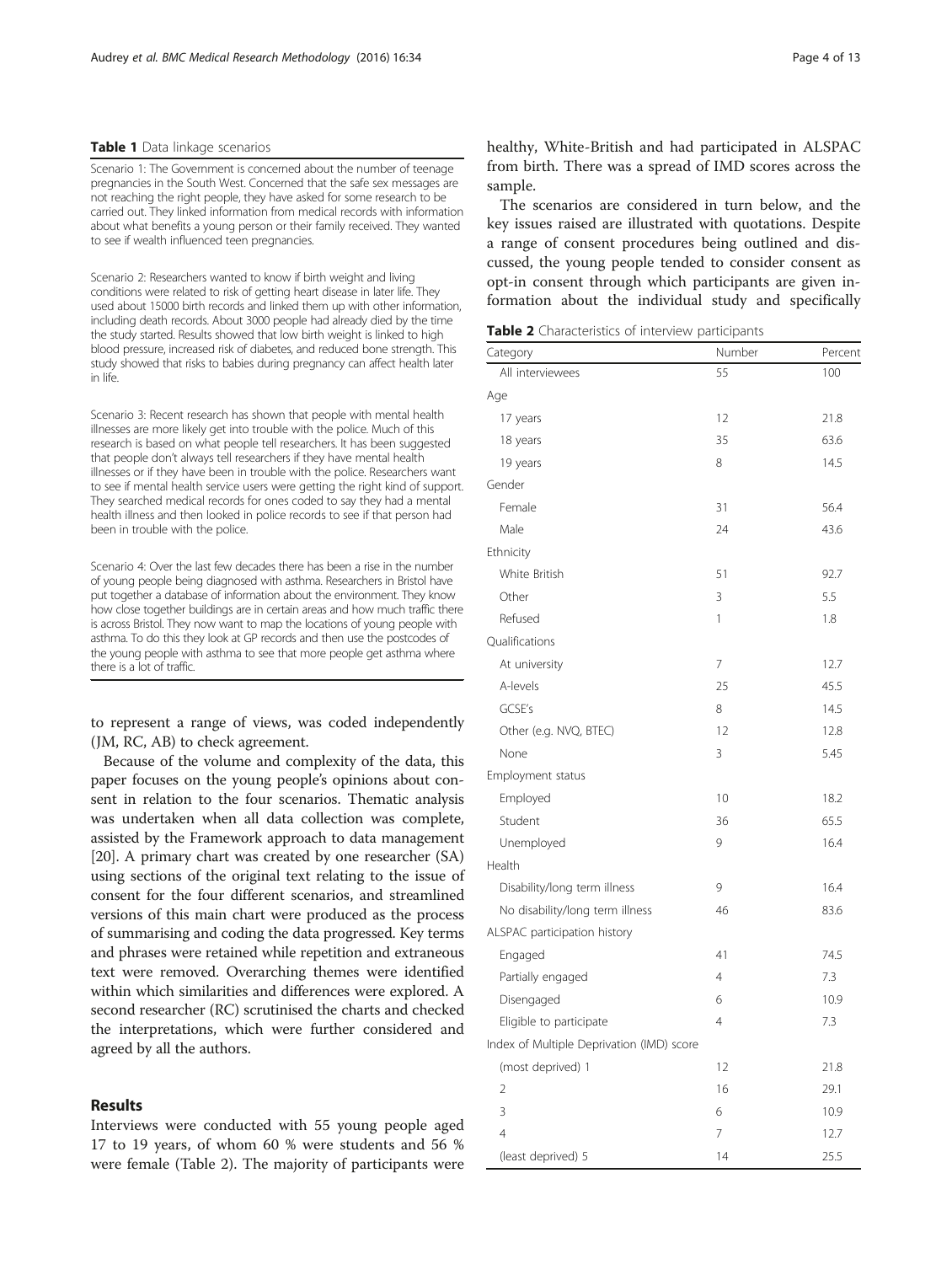**Table 1** Data linkage scenarios

| |
|---|
| Scenario 1: The Government is concerned about the number of teenage pregnancies in the South West. Concerned that the safe sex messages are not reaching the right people, they have asked for some research to be carried out. They linked information from medical records with information about what benefits a young person or their family received. They wanted to see if wealth influenced teen pregnancies. |
| Scenario 2: Researchers wanted to know if birth weight and living conditions were related to risk of getting heart disease in later life. They used about 15000 birth records and linked them up with other information, including death records. About 3000 people had already died by the time the study started. Results showed that low birth weight is linked to high blood pressure, increased risk of diabetes, and reduced bone strength. This study showed that risks to babies during pregnancy can affect health later in life. |
| Scenario 3: Recent research has shown that people with mental health illnesses are more likely get into trouble with the police. Much of this research is based on what people tell researchers. It has been suggested that people don't always tell researchers if they have mental health illnesses or if they have been in trouble with the police. Researchers want to see if mental health service users were getting the right kind of support. They searched medical records for ones coded to say they had a mental health illness and then looked in police records to see if that person had been in trouble with the police. |
| Scenario 4: Over the last few decades there has been a rise in the number of young people being diagnosed with asthma. Researchers in Bristol have put together a database of information about the environment. They know how close together buildings are in certain areas and how much traffic there is across Bristol. They now want to map the locations of young people with asthma. To do this they look at GP records and then use the postcodes of the young people with asthma to see that more people get asthma where there is a lot of traffic. |

to represent a range of views, was coded independently (JM, RC, AB) to check agreement.

Because of the volume and complexity of the data, this paper focuses on the young people's opinions about consent in relation to the four scenarios. Thematic analysis was undertaken when all data collection was complete, assisted by the Framework approach to data management [20]. A primary chart was created by one researcher (SA) using sections of the original text relating to the issue of consent for the four different scenarios, and streamlined versions of this main chart were produced as the process of summarising and coding the data progressed. Key terms and phrases were retained while repetition and extraneous text were removed. Overarching themes were identified within which similarities and differences were explored. A second researcher (RC) scrutinised the charts and checked the interpretations, which were further considered and agreed by all the authors.

## Results

Interviews were conducted with 55 young people aged 17 to 19 years, of whom 60 % were students and 56 % were female (Table 2). The majority of participants were healthy, White-British and had participated in ALSPAC from birth. There was a spread of IMD scores across the sample.

The scenarios are considered in turn below, and the key issues raised are illustrated with quotations. Despite a range of consent procedures being outlined and discussed, the young people tended to consider consent as opt-in consent through which participants are given information about the individual study and specifically

**Table 2** Characteristics of interview participants

| Category | Number | Percent |
|---|---|---|
| All interviewees | 55 | 100 |
| Age | | |
| 17 years | 12 | 21.8 |
| 18 years | 35 | 63.6 |
| 19 years | 8 | 14.5 |
| Gender | | |
| Female | 31 | 56.4 |
| Male | 24 | 43.6 |
| Ethnicity | | |
| White British | 51 | 92.7 |
| Other | 3 | 5.5 |
| Refused | 1 | 1.8 |
| Qualifications | | |
| At university | 7 | 12.7 |
| A-levels | 25 | 45.5 |
| GCSE's | 8 | 14.5 |
| Other (e.g. NVQ, BTEC) | 12 | 12.8 |
| None | 3 | 5.45 |
| Employment status | | |
| Employed | 10 | 18.2 |
| Student | 36 | 65.5 |
| Unemployed | 9 | 16.4 |
| Health | | |
| Disability/long term illness | 9 | 16.4 |
| No disability/long term illness | 46 | 83.6 |
| ALSPAC participation history | | |
| Engaged | 41 | 74.5 |
| Partially engaged | 4 | 7.3 |
| Disengaged | 6 | 10.9 |
| Eligible to participate | 4 | 7.3 |
| Index of Multiple Deprivation (IMD) score | | |
| (most deprived) 1 | 12 | 21.8 |
| 2 | 16 | 29.1 |
| 3 | 6 | 10.9 |
| 4 | 7 | 12.7 |
| (least deprived) 5 | 14 | 25.5 |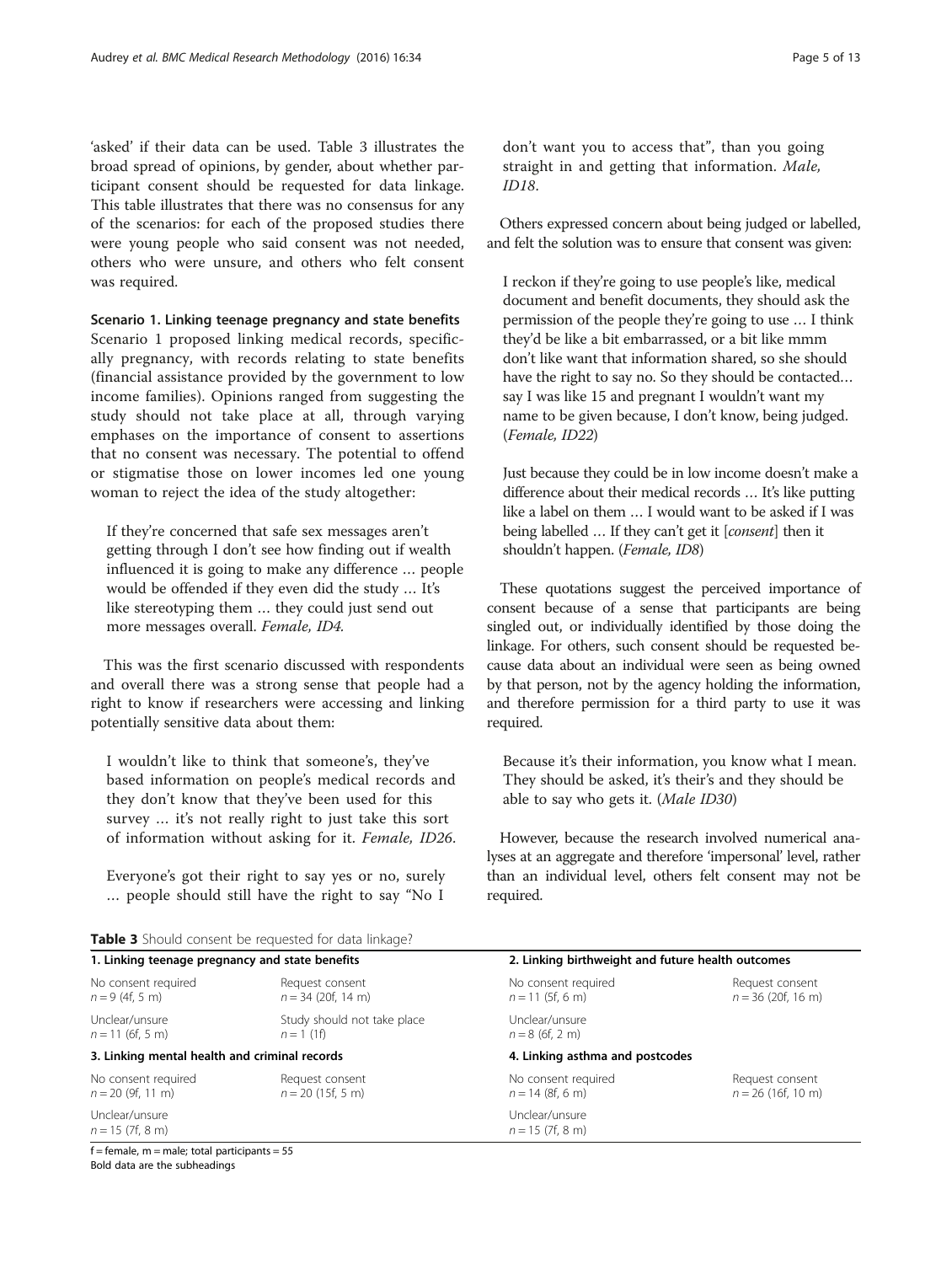'asked' if their data can be used. Table 3 illustrates the broad spread of opinions, by gender, about whether participant consent should be requested for data linkage. This table illustrates that there was no consensus for any of the scenarios: for each of the proposed studies there were young people who said consent was not needed, others who were unsure, and others who felt consent was required.

**Scenario 1. Linking teenage pregnancy and state benefits**
Scenario 1 proposed linking medical records, specifically pregnancy, with records relating to state benefits (financial assistance provided by the government to low income families). Opinions ranged from suggesting the study should not take place at all, through varying emphases on the importance of consent to assertions that no consent was necessary. The potential to offend or stigmatise those on lower incomes led one young woman to reject the idea of the study altogether:

> If they're concerned that safe sex messages aren't getting through I don't see how finding out if wealth influenced it is going to make any difference … people would be offended if they even did the study … It's like stereotyping them … they could just send out more messages overall. *Female, ID4.*

This was the first scenario discussed with respondents and overall there was a strong sense that people had a right to know if researchers were accessing and linking potentially sensitive data about them:

> I wouldn't like to think that someone's, they've based information on people's medical records and they don't know that they've been used for this survey … it's not really right to just take this sort of information without asking for it. *Female, ID26.*

> Everyone's got their right to say yes or no, surely … people should still have the right to say "No I don't want you to access that", than you going straight in and getting that information. *Male, ID18.*

Others expressed concern about being judged or labelled, and felt the solution was to ensure that consent was given:

> I reckon if they're going to use people's like, medical document and benefit documents, they should ask the permission of the people they're going to use … I think they'd be like a bit embarrassed, or a bit like mmm don't like want that information shared, so she should have the right to say no. So they should be contacted… say I was like 15 and pregnant I wouldn't want my name to be given because, I don't know, being judged. (*Female, ID22*)

> Just because they could be in low income doesn't make a difference about their medical records … It's like putting like a label on them … I would want to be asked if I was being labelled … If they can't get it [*consent*] then it shouldn't happen. (*Female, ID8*)

These quotations suggest the perceived importance of consent because of a sense that participants are being singled out, or individually identified by those doing the linkage. For others, such consent should be requested because data about an individual were seen as being owned by that person, not by the agency holding the information, and therefore permission for a third party to use it was required.

> Because it's their information, you know what I mean. They should be asked, it's their's and they should be able to say who gets it. (*Male ID30*)

However, because the research involved numerical analyses at an aggregate and therefore 'impersonal' level, rather than an individual level, others felt consent may not be required.

**Table 3** Should consent be requested for data linkage?

| **1. Linking teenage pregnancy and state benefits** | | **2. Linking birthweight and future health outcomes** | |
|---|---|---|---|
| No consent required<br>*n* = 9 (4f, 5 m) | Request consent<br>*n* = 34 (20f, 14 m) | No consent required<br>*n* = 11 (5f, 6 m) | Request consent<br>*n* = 36 (20f, 16 m) |
| Unclear/unsure<br>*n* = 11 (6f, 5 m) | Study should not take place<br>*n* = 1 (1f) | Unclear/unsure<br>*n* = 8 (6f, 2 m) | |
| **3. Linking mental health and criminal records** | | **4. Linking asthma and postcodes** | |
| No consent required<br>*n* = 20 (9f, 11 m) | Request consent<br>*n* = 20 (15f, 5 m) | No consent required<br>*n* = 14 (8f, 6 m) | Request consent<br>*n* = 26 (16f, 10 m) |
| Unclear/unsure<br>*n* = 15 (7f, 8 m) | | Unclear/unsure<br>*n* = 15 (7f, 8 m) | |

f = female, m = male; total participants = 55
Bold data are the subheadings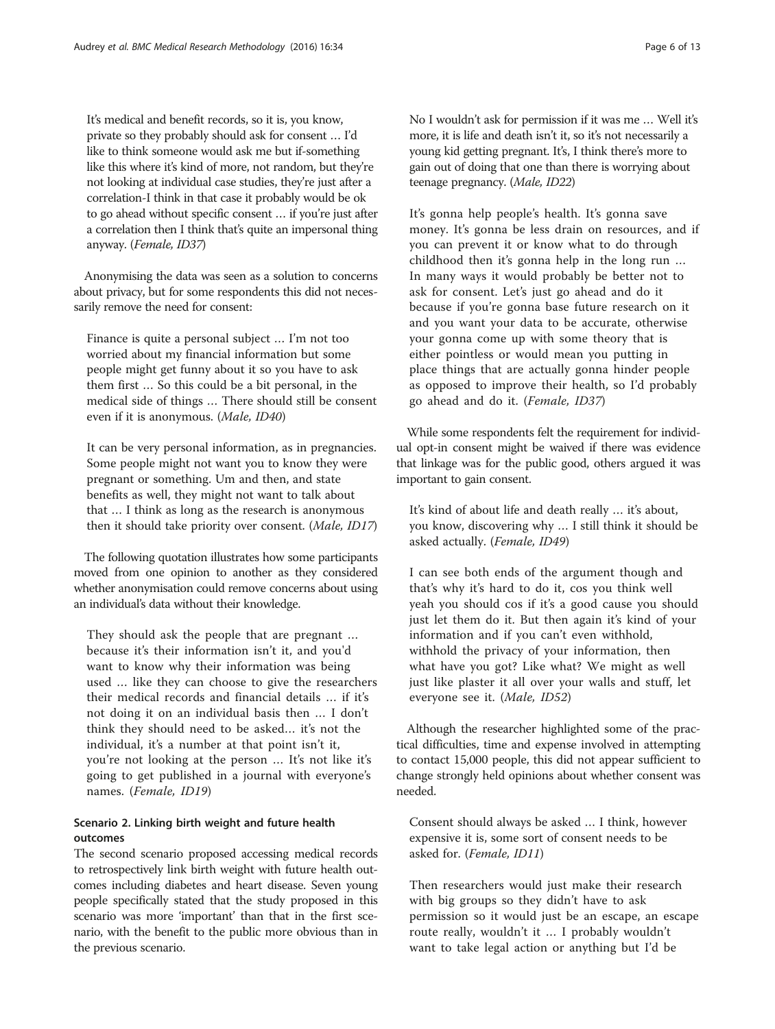> It's medical and benefit records, so it is, you know, private so they probably should ask for consent … I'd like to think someone would ask me but if-something like this where it's kind of more, not random, but they're not looking at individual case studies, they're just after a correlation-I think in that case it probably would be ok to go ahead without specific consent … if you're just after a correlation then I think that's quite an impersonal thing anyway. (*Female, ID37*)

Anonymising the data was seen as a solution to concerns about privacy, but for some respondents this did not necessarily remove the need for consent:

> Finance is quite a personal subject … I'm not too worried about my financial information but some people might get funny about it so you have to ask them first … So this could be a bit personal, in the medical side of things … There should still be consent even if it is anonymous. (*Male, ID40*)

> It can be very personal information, as in pregnancies. Some people might not want you to know they were pregnant or something. Um and then, and state benefits as well, they might not want to talk about that … I think as long as the research is anonymous then it should take priority over consent. (*Male, ID17*)

The following quotation illustrates how some participants moved from one opinion to another as they considered whether anonymisation could remove concerns about using an individual's data without their knowledge.

> They should ask the people that are pregnant … because it's their information isn't it, and you'd want to know why their information was being used … like they can choose to give the researchers their medical records and financial details … if it's not doing it on an individual basis then … I don't think they should need to be asked… it's not the individual, it's a number at that point isn't it, you're not looking at the person … It's not like it's going to get published in a journal with everyone's names. (*Female, ID19*)

### Scenario 2. Linking birth weight and future health outcomes

The second scenario proposed accessing medical records to retrospectively link birth weight with future health outcomes including diabetes and heart disease. Seven young people specifically stated that the study proposed in this scenario was more 'important' than that in the first scenario, with the benefit to the public more obvious than in the previous scenario.

> No I wouldn't ask for permission if it was me … Well it's more, it is life and death isn't it, so it's not necessarily a young kid getting pregnant. It's, I think there's more to gain out of doing that one than there is worrying about teenage pregnancy. (*Male, ID22*)

> It's gonna help people's health. It's gonna save money. It's gonna be less drain on resources, and if you can prevent it or know what to do through childhood then it's gonna help in the long run … In many ways it would probably be better not to ask for consent. Let's just go ahead and do it because if you're gonna base future research on it and you want your data to be accurate, otherwise your gonna come up with some theory that is either pointless or would mean you putting in place things that are actually gonna hinder people as opposed to improve their health, so I'd probably go ahead and do it. (*Female, ID37*)

While some respondents felt the requirement for individual opt-in consent might be waived if there was evidence that linkage was for the public good, others argued it was important to gain consent.

> It's kind of about life and death really … it's about, you know, discovering why … I still think it should be asked actually. (*Female, ID49*)

> I can see both ends of the argument though and that's why it's hard to do it, cos you think well yeah you should cos if it's a good cause you should just let them do it. But then again it's kind of your information and if you can't even withhold, withhold the privacy of your information, then what have you got? Like what? We might as well just like plaster it all over your walls and stuff, let everyone see it. (*Male, ID52*)

Although the researcher highlighted some of the practical difficulties, time and expense involved in attempting to contact 15,000 people, this did not appear sufficient to change strongly held opinions about whether consent was needed.

> Consent should always be asked … I think, however expensive it is, some sort of consent needs to be asked for. (*Female, ID11*)

> Then researchers would just make their research with big groups so they didn't have to ask permission so it would just be an escape, an escape route really, wouldn't it … I probably wouldn't want to take legal action or anything but I'd be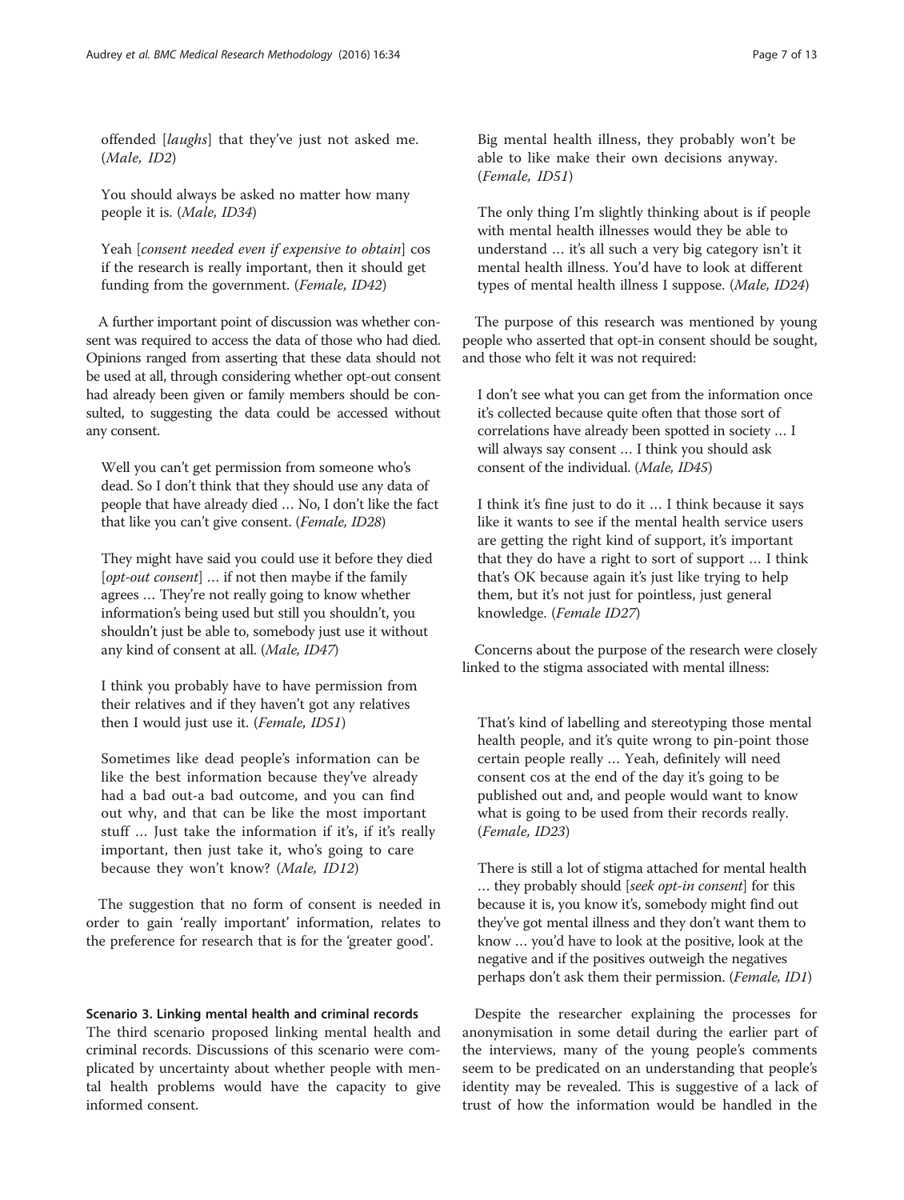offended [*laughs*] that they've just not asked me. (*Male, ID2*)

> You should always be asked no matter how many people it is. (*Male, ID34*)

> Yeah [*consent needed even if expensive to obtain*] cos if the research is really important, then it should get funding from the government. (*Female, ID42*)

A further important point of discussion was whether consent was required to access the data of those who had died. Opinions ranged from asserting that these data should not be used at all, through considering whether opt-out consent had already been given or family members should be consulted, to suggesting the data could be accessed without any consent.

> Well you can't get permission from someone who's dead. So I don't think that they should use any data of people that have already died … No, I don't like the fact that like you can't give consent. (*Female, ID28*)

> They might have said you could use it before they died [*opt-out consent*] … if not then maybe if the family agrees … They're not really going to know whether information's being used but still you shouldn't, you shouldn't just be able to, somebody just use it without any kind of consent at all. (*Male, ID47*)

> I think you probably have to have permission from their relatives and if they haven't got any relatives then I would just use it. (*Female, ID51*)

> Sometimes like dead people's information can be like the best information because they've already had a bad out-a bad outcome, and you can find out why, and that can be like the most important stuff … Just take the information if it's, if it's really important, then just take it, who's going to care because they won't know? (*Male, ID12*)

The suggestion that no form of consent is needed in order to gain 'really important' information, relates to the preference for research that is for the 'greater good'.

### Scenario 3. Linking mental health and criminal records

The third scenario proposed linking mental health and criminal records. Discussions of this scenario were complicated by uncertainty about whether people with mental health problems would have the capacity to give informed consent.

> Big mental health illness, they probably won't be able to like make their own decisions anyway. (*Female, ID51*)

> The only thing I'm slightly thinking about is if people with mental health illnesses would they be able to understand … it's all such a very big category isn't it mental health illness. You'd have to look at different types of mental health illness I suppose. (*Male, ID24*)

The purpose of this research was mentioned by young people who asserted that opt-in consent should be sought, and those who felt it was not required:

> I don't see what you can get from the information once it's collected because quite often that those sort of correlations have already been spotted in society … I will always say consent … I think you should ask consent of the individual. (*Male, ID45*)

> I think it's fine just to do it … I think because it says like it wants to see if the mental health service users are getting the right kind of support, it's important that they do have a right to sort of support … I think that's OK because again it's just like trying to help them, but it's not just for pointless, just general knowledge. (*Female ID27*)

Concerns about the purpose of the research were closely linked to the stigma associated with mental illness:

> That's kind of labelling and stereotyping those mental health people, and it's quite wrong to pin-point those certain people really … Yeah, definitely will need consent cos at the end of the day it's going to be published out and, and people would want to know what is going to be used from their records really. (*Female, ID23*)

> There is still a lot of stigma attached for mental health … they probably should [*seek opt-in consent*] for this because it is, you know it's, somebody might find out they've got mental illness and they don't want them to know … you'd have to look at the positive, look at the negative and if the positives outweigh the negatives perhaps don't ask them their permission. (*Female, ID1*)

Despite the researcher explaining the processes for anonymisation in some detail during the earlier part of the interviews, many of the young people's comments seem to be predicated on an understanding that people's identity may be revealed. This is suggestive of a lack of trust of how the information would be handled in the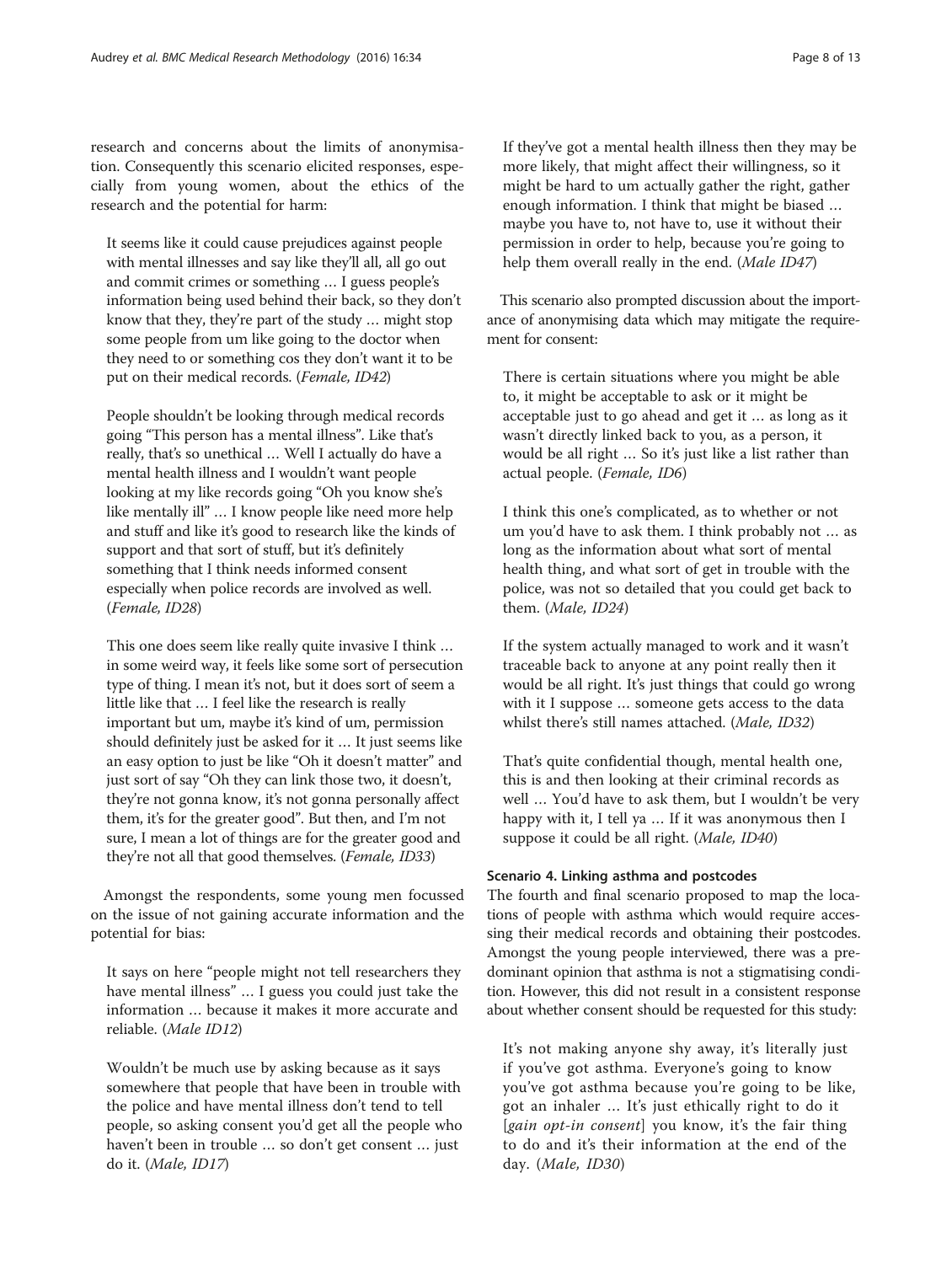research and concerns about the limits of anonymisation. Consequently this scenario elicited responses, especially from young women, about the ethics of the research and the potential for harm:

> It seems like it could cause prejudices against people with mental illnesses and say like they'll all, all go out and commit crimes or something … I guess people's information being used behind their back, so they don't know that they, they're part of the study … might stop some people from um like going to the doctor when they need to or something cos they don't want it to be put on their medical records. (*Female, ID42*)

> People shouldn't be looking through medical records going "This person has a mental illness". Like that's really, that's so unethical … Well I actually do have a mental health illness and I wouldn't want people looking at my like records going "Oh you know she's like mentally ill" … I know people like need more help and stuff and like it's good to research like the kinds of support and that sort of stuff, but it's definitely something that I think needs informed consent especially when police records are involved as well. (*Female, ID28*)

> This one does seem like really quite invasive I think … in some weird way, it feels like some sort of persecution type of thing. I mean it's not, but it does sort of seem a little like that … I feel like the research is really important but um, maybe it's kind of um, permission should definitely just be asked for it … It just seems like an easy option to just be like "Oh it doesn't matter" and just sort of say "Oh they can link those two, it doesn't, they're not gonna know, it's not gonna personally affect them, it's for the greater good". But then, and I'm not sure, I mean a lot of things are for the greater good and they're not all that good themselves. (*Female, ID33*)

Amongst the respondents, some young men focussed on the issue of not gaining accurate information and the potential for bias:

> It says on here "people might not tell researchers they have mental illness" … I guess you could just take the information … because it makes it more accurate and reliable. (*Male ID12*)

> Wouldn't be much use by asking because as it says somewhere that people that have been in trouble with the police and have mental illness don't tend to tell people, so asking consent you'd get all the people who haven't been in trouble … so don't get consent … just do it. (*Male, ID17*)

> If they've got a mental health illness then they may be more likely, that might affect their willingness, so it might be hard to um actually gather the right, gather enough information. I think that might be biased … maybe you have to, not have to, use it without their permission in order to help, because you're going to help them overall really in the end. (*Male ID47*)

This scenario also prompted discussion about the importance of anonymising data which may mitigate the requirement for consent:

> There is certain situations where you might be able to, it might be acceptable to ask or it might be acceptable just to go ahead and get it … as long as it wasn't directly linked back to you, as a person, it would be all right … So it's just like a list rather than actual people. (*Female, ID6*)

> I think this one's complicated, as to whether or not um you'd have to ask them. I think probably not … as long as the information about what sort of mental health thing, and what sort of get in trouble with the police, was not so detailed that you could get back to them. (*Male, ID24*)

> If the system actually managed to work and it wasn't traceable back to anyone at any point really then it would be all right. It's just things that could go wrong with it I suppose … someone gets access to the data whilst there's still names attached. (*Male, ID32*)

> That's quite confidential though, mental health one, this is and then looking at their criminal records as well … You'd have to ask them, but I wouldn't be very happy with it, I tell ya … If it was anonymous then I suppose it could be all right. (*Male, ID40*)

#### Scenario 4. Linking asthma and postcodes

The fourth and final scenario proposed to map the locations of people with asthma which would require accessing their medical records and obtaining their postcodes. Amongst the young people interviewed, there was a predominant opinion that asthma is not a stigmatising condition. However, this did not result in a consistent response about whether consent should be requested for this study:

> It's not making anyone shy away, it's literally just if you've got asthma. Everyone's going to know you've got asthma because you're going to be like, got an inhaler … It's just ethically right to do it [*gain opt-in consent*] you know, it's the fair thing to do and it's their information at the end of the day. (*Male, ID30*)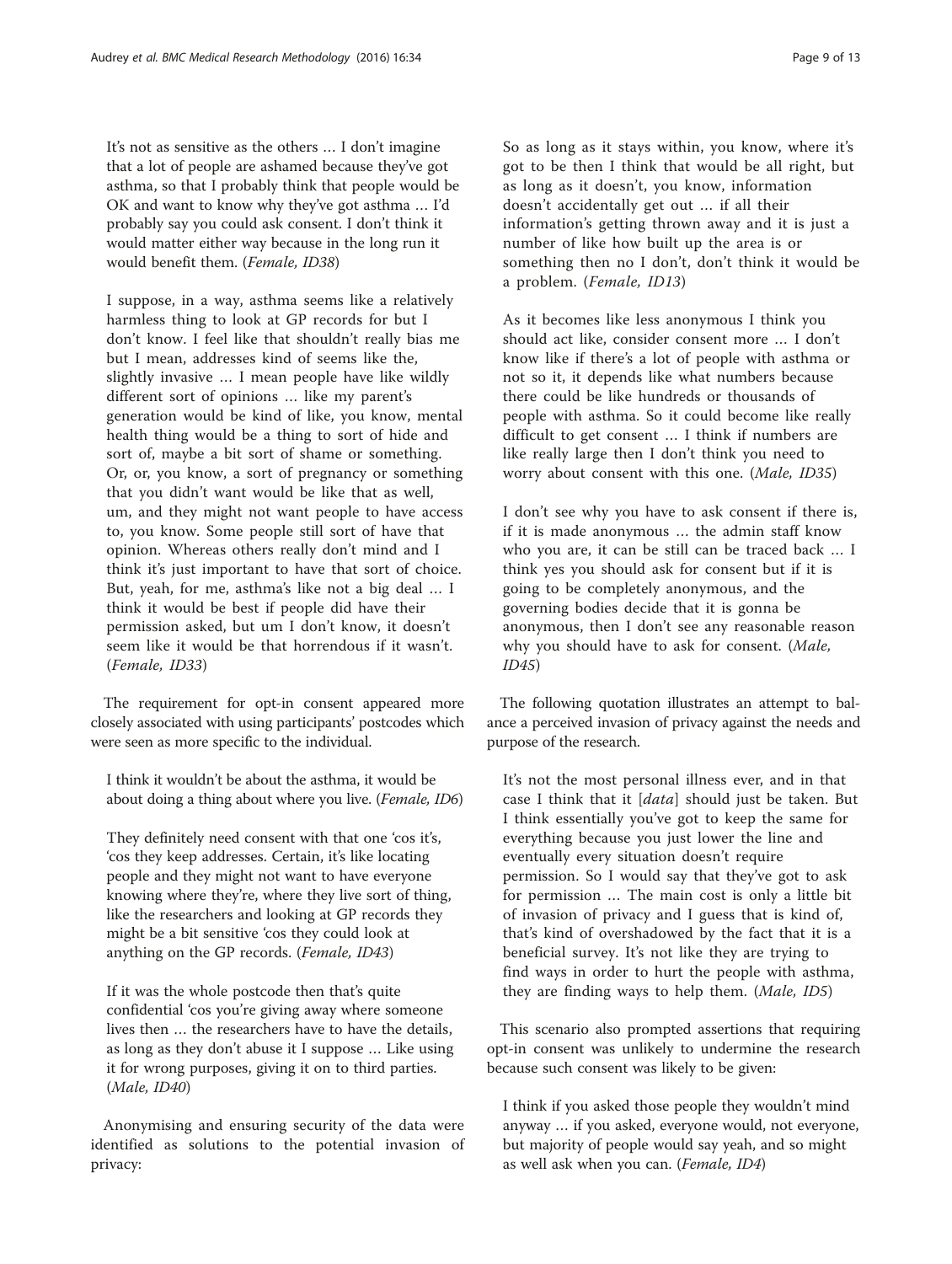It's not as sensitive as the others … I don't imagine that a lot of people are ashamed because they've got asthma, so that I probably think that people would be OK and want to know why they've got asthma … I'd probably say you could ask consent. I don't think it would matter either way because in the long run it would benefit them. (*Female, ID38*)

I suppose, in a way, asthma seems like a relatively harmless thing to look at GP records for but I don't know. I feel like that shouldn't really bias me but I mean, addresses kind of seems like the, slightly invasive … I mean people have like wildly different sort of opinions … like my parent's generation would be kind of like, you know, mental health thing would be a thing to sort of hide and sort of, maybe a bit sort of shame or something. Or, or, you know, a sort of pregnancy or something that you didn't want would be like that as well, um, and they might not want people to have access to, you know. Some people still sort of have that opinion. Whereas others really don't mind and I think it's just important to have that sort of choice. But, yeah, for me, asthma's like not a big deal … I think it would be best if people did have their permission asked, but um I don't know, it doesn't seem like it would be that horrendous if it wasn't. (*Female, ID33*)

The requirement for opt-in consent appeared more closely associated with using participants' postcodes which were seen as more specific to the individual.

I think it wouldn't be about the asthma, it would be about doing a thing about where you live. (*Female, ID6*)

They definitely need consent with that one 'cos it's, 'cos they keep addresses. Certain, it's like locating people and they might not want to have everyone knowing where they're, where they live sort of thing, like the researchers and looking at GP records they might be a bit sensitive 'cos they could look at anything on the GP records. (*Female, ID43*)

If it was the whole postcode then that's quite confidential 'cos you're giving away where someone lives then … the researchers have to have the details, as long as they don't abuse it I suppose … Like using it for wrong purposes, giving it on to third parties. (*Male, ID40*)

Anonymising and ensuring security of the data were identified as solutions to the potential invasion of privacy:

So as long as it stays within, you know, where it's got to be then I think that would be all right, but as long as it doesn't, you know, information doesn't accidentally get out … if all their information's getting thrown away and it is just a number of like how built up the area is or something then no I don't, don't think it would be a problem. (*Female, ID13*)

As it becomes like less anonymous I think you should act like, consider consent more … I don't know like if there's a lot of people with asthma or not so it, it depends like what numbers because there could be like hundreds or thousands of people with asthma. So it could become like really difficult to get consent … I think if numbers are like really large then I don't think you need to worry about consent with this one. (*Male, ID35*)

I don't see why you have to ask consent if there is, if it is made anonymous … the admin staff know who you are, it can be still can be traced back … I think yes you should ask for consent but if it is going to be completely anonymous, and the governing bodies decide that it is gonna be anonymous, then I don't see any reasonable reason why you should have to ask for consent. (*Male, ID45*)

The following quotation illustrates an attempt to balance a perceived invasion of privacy against the needs and purpose of the research.

It's not the most personal illness ever, and in that case I think that it [*data*] should just be taken. But I think essentially you've got to keep the same for everything because you just lower the line and eventually every situation doesn't require permission. So I would say that they've got to ask for permission … The main cost is only a little bit of invasion of privacy and I guess that is kind of, that's kind of overshadowed by the fact that it is a beneficial survey. It's not like they are trying to find ways in order to hurt the people with asthma, they are finding ways to help them. (*Male, ID5*)

This scenario also prompted assertions that requiring opt-in consent was unlikely to undermine the research because such consent was likely to be given:

I think if you asked those people they wouldn't mind anyway … if you asked, everyone would, not everyone, but majority of people would say yeah, and so might as well ask when you can. (*Female, ID4*)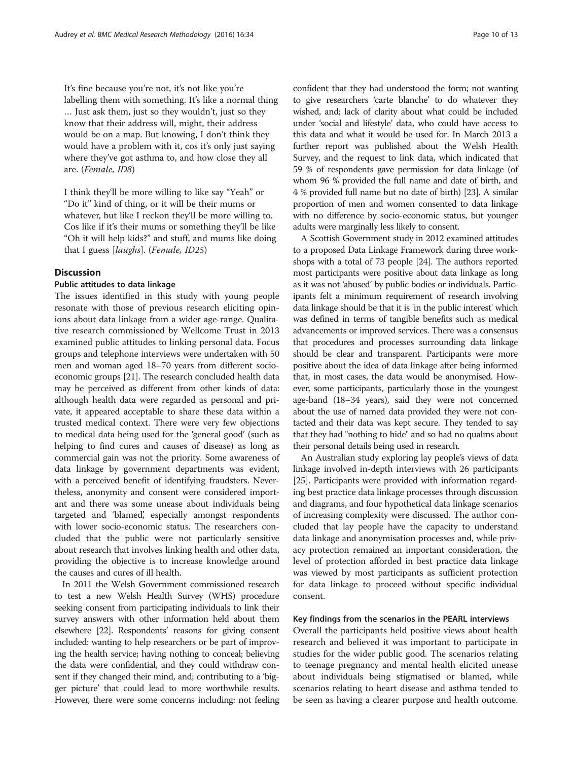It's fine because you're not, it's not like you're labelling them with something. It's like a normal thing … Just ask them, just so they wouldn't, just so they know that their address will, might, their address would be on a map. But knowing, I don't think they would have a problem with it, cos it's only just saying where they've got asthma to, and how close they all are. (*Female, ID8*)

I think they'll be more willing to like say "Yeah" or "Do it" kind of thing, or it will be their mums or whatever, but like I reckon they'll be more willing to. Cos like if it's their mums or something they'll be like "Oh it will help kids?" and stuff, and mums like doing that I guess [*laughs*]. (*Female, ID25*)

## Discussion

### Public attitudes to data linkage

The issues identified in this study with young people resonate with those of previous research eliciting opinions about data linkage from a wider age-range. Qualitative research commissioned by Wellcome Trust in 2013 examined public attitudes to linking personal data. Focus groups and telephone interviews were undertaken with 50 men and woman aged 18–70 years from different socioeconomic groups [21]. The research concluded health data may be perceived as different from other kinds of data: although health data were regarded as personal and private, it appeared acceptable to share these data within a trusted medical context. There were very few objections to medical data being used for the 'general good' (such as helping to find cures and causes of disease) as long as commercial gain was not the priority. Some awareness of data linkage by government departments was evident, with a perceived benefit of identifying fraudsters. Nevertheless, anonymity and consent were considered important and there was some unease about individuals being targeted and 'blamed', especially amongst respondents with lower socio-economic status. The researchers concluded that the public were not particularly sensitive about research that involves linking health and other data, providing the objective is to increase knowledge around the causes and cures of ill health.

In 2011 the Welsh Government commissioned research to test a new Welsh Health Survey (WHS) procedure seeking consent from participating individuals to link their survey answers with other information held about them elsewhere [22]. Respondents' reasons for giving consent included: wanting to help researchers or be part of improving the health service; having nothing to conceal; believing the data were confidential, and they could withdraw consent if they changed their mind, and; contributing to a 'bigger picture' that could lead to more worthwhile results. However, there were some concerns including: not feeling confident that they had understood the form; not wanting to give researchers 'carte blanche' to do whatever they wished, and; lack of clarity about what could be included under 'social and lifestyle' data, who could have access to this data and what it would be used for. In March 2013 a further report was published about the Welsh Health Survey, and the request to link data, which indicated that 59 % of respondents gave permission for data linkage (of whom 96 % provided the full name and date of birth, and 4 % provided full name but no date of birth) [23]. A similar proportion of men and women consented to data linkage with no difference by socio-economic status, but younger adults were marginally less likely to consent.

A Scottish Government study in 2012 examined attitudes to a proposed Data Linkage Framework during three workshops with a total of 73 people [24]. The authors reported most participants were positive about data linkage as long as it was not 'abused' by public bodies or individuals. Participants felt a minimum requirement of research involving data linkage should be that it is 'in the public interest' which was defined in terms of tangible benefits such as medical advancements or improved services. There was a consensus that procedures and processes surrounding data linkage should be clear and transparent. Participants were more positive about the idea of data linkage after being informed that, in most cases, the data would be anonymised. However, some participants, particularly those in the youngest age-band (18–34 years), said they were not concerned about the use of named data provided they were not contacted and their data was kept secure. They tended to say that they had "nothing to hide" and so had no qualms about their personal details being used in research.

An Australian study exploring lay people's views of data linkage involved in-depth interviews with 26 participants [25]. Participants were provided with information regarding best practice data linkage processes through discussion and diagrams, and four hypothetical data linkage scenarios of increasing complexity were discussed. The author concluded that lay people have the capacity to understand data linkage and anonymisation processes and, while privacy protection remained an important consideration, the level of protection afforded in best practice data linkage was viewed by most participants as sufficient protection for data linkage to proceed without specific individual consent.

### Key findings from the scenarios in the PEARL interviews

Overall the participants held positive views about health research and believed it was important to participate in studies for the wider public good. The scenarios relating to teenage pregnancy and mental health elicited unease about individuals being stigmatised or blamed, while scenarios relating to heart disease and asthma tended to be seen as having a clearer purpose and health outcome.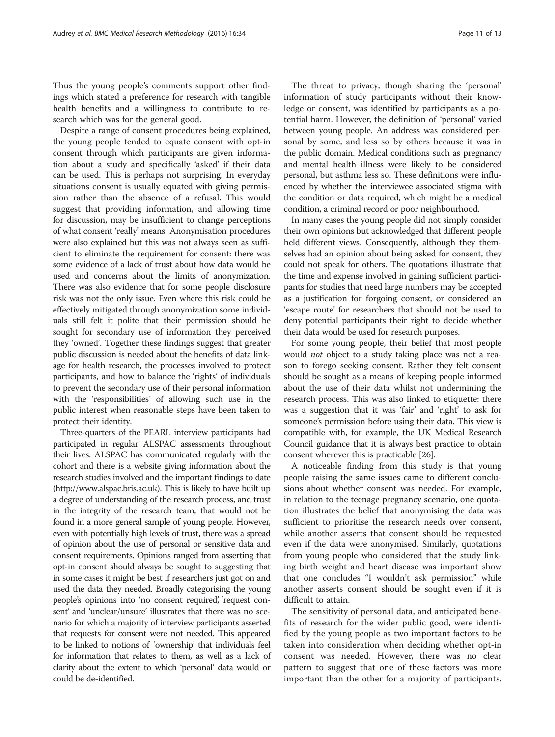Thus the young people's comments support other findings which stated a preference for research with tangible health benefits and a willingness to contribute to research which was for the general good.

Despite a range of consent procedures being explained, the young people tended to equate consent with opt-in consent through which participants are given information about a study and specifically 'asked' if their data can be used. This is perhaps not surprising. In everyday situations consent is usually equated with giving permission rather than the absence of a refusal. This would suggest that providing information, and allowing time for discussion, may be insufficient to change perceptions of what consent 'really' means. Anonymisation procedures were also explained but this was not always seen as sufficient to eliminate the requirement for consent: there was some evidence of a lack of trust about how data would be used and concerns about the limits of anonymization. There was also evidence that for some people disclosure risk was not the only issue. Even where this risk could be effectively mitigated through anonymization some individuals still felt it polite that their permission should be sought for secondary use of information they perceived they 'owned'. Together these findings suggest that greater public discussion is needed about the benefits of data linkage for health research, the processes involved to protect participants, and how to balance the 'rights' of individuals to prevent the secondary use of their personal information with the 'responsibilities' of allowing such use in the public interest when reasonable steps have been taken to protect their identity.

Three-quarters of the PEARL interview participants had participated in regular ALSPAC assessments throughout their lives. ALSPAC has communicated regularly with the cohort and there is a website giving information about the research studies involved and the important findings to date (http://www.alspac.bris.ac.uk). This is likely to have built up a degree of understanding of the research process, and trust in the integrity of the research team, that would not be found in a more general sample of young people. However, even with potentially high levels of trust, there was a spread of opinion about the use of personal or sensitive data and consent requirements. Opinions ranged from asserting that opt-in consent should always be sought to suggesting that in some cases it might be best if researchers just got on and used the data they needed. Broadly categorising the young people's opinions into 'no consent required', 'request consent' and 'unclear/unsure' illustrates that there was no scenario for which a majority of interview participants asserted that requests for consent were not needed. This appeared to be linked to notions of 'ownership' that individuals feel for information that relates to them, as well as a lack of clarity about the extent to which 'personal' data would or could be de-identified.

The threat to privacy, though sharing the 'personal' information of study participants without their knowledge or consent, was identified by participants as a potential harm. However, the definition of 'personal' varied between young people. An address was considered personal by some, and less so by others because it was in the public domain. Medical conditions such as pregnancy and mental health illness were likely to be considered personal, but asthma less so. These definitions were influenced by whether the interviewee associated stigma with the condition or data required, which might be a medical condition, a criminal record or poor neighbourhood.

In many cases the young people did not simply consider their own opinions but acknowledged that different people held different views. Consequently, although they themselves had an opinion about being asked for consent, they could not speak for others. The quotations illustrate that the time and expense involved in gaining sufficient participants for studies that need large numbers may be accepted as a justification for forgoing consent, or considered an 'escape route' for researchers that should not be used to deny potential participants their right to decide whether their data would be used for research purposes.

For some young people, their belief that most people would *not* object to a study taking place was not a reason to forego seeking consent. Rather they felt consent should be sought as a means of keeping people informed about the use of their data whilst not undermining the research process. This was also linked to etiquette: there was a suggestion that it was 'fair' and 'right' to ask for someone's permission before using their data. This view is compatible with, for example, the UK Medical Research Council guidance that it is always best practice to obtain consent wherever this is practicable [26].

A noticeable finding from this study is that young people raising the same issues came to different conclusions about whether consent was needed. For example, in relation to the teenage pregnancy scenario, one quotation illustrates the belief that anonymising the data was sufficient to prioritise the research needs over consent, while another asserts that consent should be requested even if the data were anonymised. Similarly, quotations from young people who considered that the study linking birth weight and heart disease was important show that one concludes "I wouldn't ask permission" while another asserts consent should be sought even if it is difficult to attain.

The sensitivity of personal data, and anticipated benefits of research for the wider public good, were identified by the young people as two important factors to be taken into consideration when deciding whether opt-in consent was needed. However, there was no clear pattern to suggest that one of these factors was more important than the other for a majority of participants.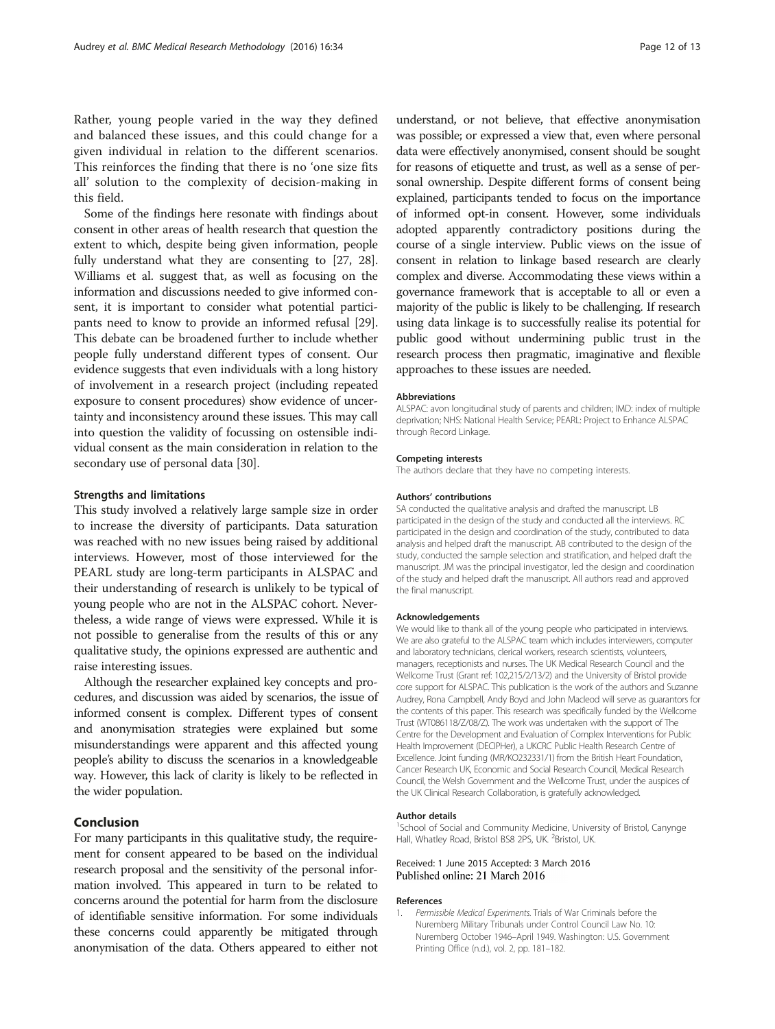Rather, young people varied in the way they defined and balanced these issues, and this could change for a given individual in relation to the different scenarios. This reinforces the finding that there is no 'one size fits all' solution to the complexity of decision-making in this field.

Some of the findings here resonate with findings about consent in other areas of health research that question the extent to which, despite being given information, people fully understand what they are consenting to [27, 28]. Williams et al. suggest that, as well as focusing on the information and discussions needed to give informed consent, it is important to consider what potential participants need to know to provide an informed refusal [29]. This debate can be broadened further to include whether people fully understand different types of consent. Our evidence suggests that even individuals with a long history of involvement in a research project (including repeated exposure to consent procedures) show evidence of uncertainty and inconsistency around these issues. This may call into question the validity of focussing on ostensible individual consent as the main consideration in relation to the secondary use of personal data [30].

### Strengths and limitations

This study involved a relatively large sample size in order to increase the diversity of participants. Data saturation was reached with no new issues being raised by additional interviews. However, most of those interviewed for the PEARL study are long-term participants in ALSPAC and their understanding of research is unlikely to be typical of young people who are not in the ALSPAC cohort. Nevertheless, a wide range of views were expressed. While it is not possible to generalise from the results of this or any qualitative study, the opinions expressed are authentic and raise interesting issues.

Although the researcher explained key concepts and procedures, and discussion was aided by scenarios, the issue of informed consent is complex. Different types of consent and anonymisation strategies were explained but some misunderstandings were apparent and this affected young people's ability to discuss the scenarios in a knowledgeable way. However, this lack of clarity is likely to be reflected in the wider population.

## Conclusion

For many participants in this qualitative study, the requirement for consent appeared to be based on the individual research proposal and the sensitivity of the personal information involved. This appeared in turn to be related to concerns around the potential for harm from the disclosure of identifiable sensitive information. For some individuals these concerns could apparently be mitigated through anonymisation of the data. Others appeared to either not understand, or not believe, that effective anonymisation was possible; or expressed a view that, even where personal data were effectively anonymised, consent should be sought for reasons of etiquette and trust, as well as a sense of personal ownership. Despite different forms of consent being explained, participants tended to focus on the importance of informed opt-in consent. However, some individuals adopted apparently contradictory positions during the course of a single interview. Public views on the issue of consent in relation to linkage based research are clearly complex and diverse. Accommodating these views within a governance framework that is acceptable to all or even a majority of the public is likely to be challenging. If research using data linkage is to successfully realise its potential for public good without undermining public trust in the research process then pragmatic, imaginative and flexible approaches to these issues are needed.

#### Abbreviations

ALSPAC: avon longitudinal study of parents and children; IMD: index of multiple deprivation; NHS: National Health Service; PEARL: Project to Enhance ALSPAC through Record Linkage.

#### Competing interests

The authors declare that they have no competing interests.

#### Authors' contributions

SA conducted the qualitative analysis and drafted the manuscript. LB participated in the design of the study and conducted all the interviews. RC participated in the design and coordination of the study, contributed to data analysis and helped draft the manuscript. AB contributed to the design of the study, conducted the sample selection and stratification, and helped draft the manuscript. JM was the principal investigator, led the design and coordination of the study and helped draft the manuscript. All authors read and approved the final manuscript.

#### Acknowledgements

We would like to thank all of the young people who participated in interviews. We are also grateful to the ALSPAC team which includes interviewers, computer and laboratory technicians, clerical workers, research scientists, volunteers, managers, receptionists and nurses. The UK Medical Research Council and the Wellcome Trust (Grant ref: 102,215/2/13/2) and the University of Bristol provide core support for ALSPAC. This publication is the work of the authors and Suzanne Audrey, Rona Campbell, Andy Boyd and John Macleod will serve as guarantors for the contents of this paper. This research was specifically funded by the Wellcome Trust (WT086118/Z/08/Z). The work was undertaken with the support of The Centre for the Development and Evaluation of Complex Interventions for Public Health Improvement (DECIPHer), a UKCRC Public Health Research Centre of Excellence. Joint funding (MR/KO232331/1) from the British Heart Foundation, Cancer Research UK, Economic and Social Research Council, Medical Research Council, the Welsh Government and the Wellcome Trust, under the auspices of the UK Clinical Research Collaboration, is gratefully acknowledged.

#### Author details

[1]School of Social and Community Medicine, University of Bristol, Canynge Hall, Whatley Road, Bristol BS8 2PS, UK. [2]Bristol, UK.

Received: 1 June 2015 Accepted: 3 March 2016
Published online: 21 March 2016

#### References

1. *Permissible Medical Experiments*. Trials of War Criminals before the Nuremberg Military Tribunals under Control Council Law No. 10: Nuremberg October 1946–April 1949. Washington: U.S. Government Printing Office (n.d.), vol. 2, pp. 181–182.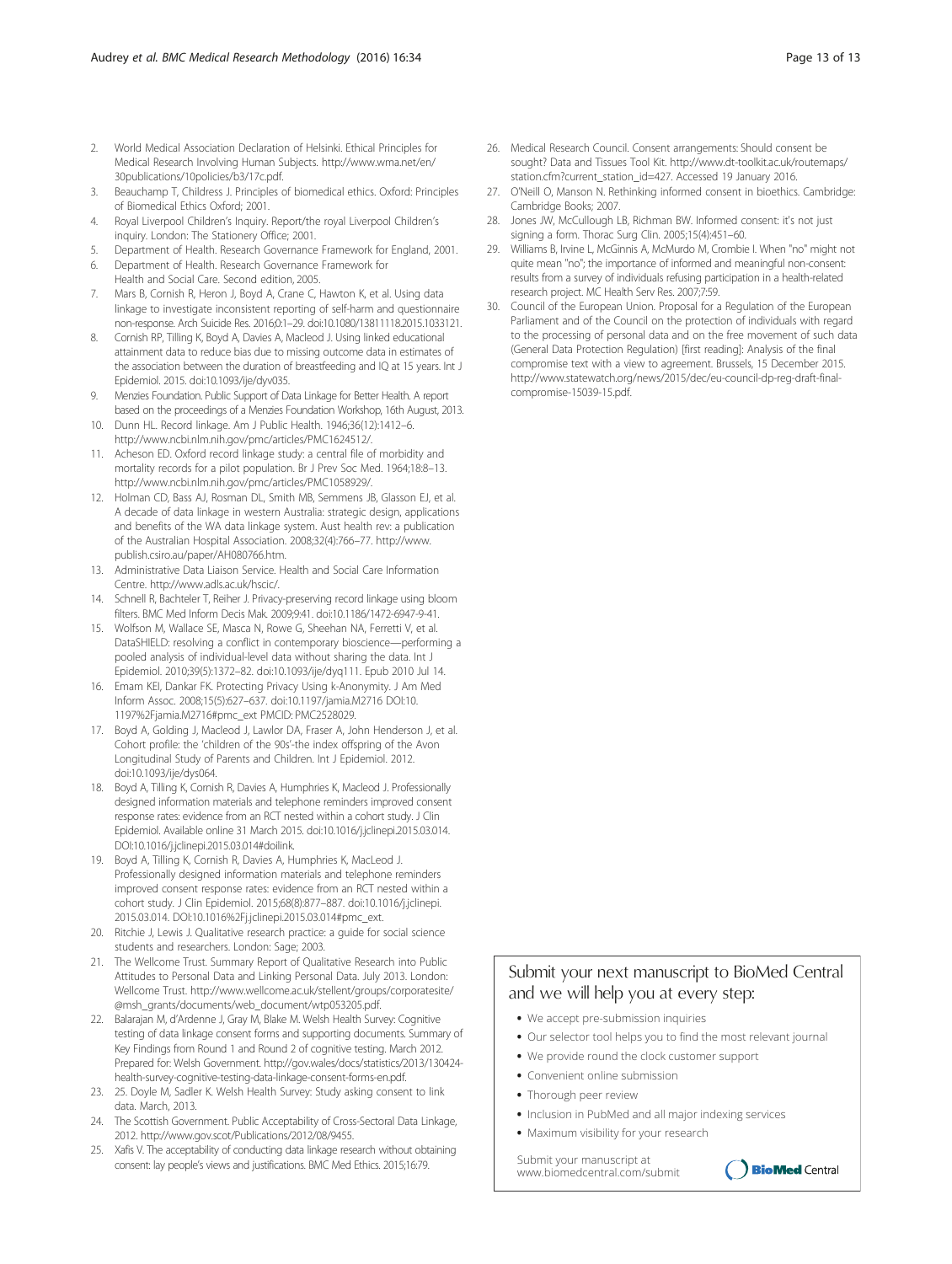2. World Medical Association Declaration of Helsinki. Ethical Principles for Medical Research Involving Human Subjects. http://www.wma.net/en/30publications/10policies/b3/17c.pdf.
3. Beauchamp T, Childress J. Principles of biomedical ethics. Oxford: Principles of Biomedical Ethics Oxford; 2001.
4. Royal Liverpool Children's Inquiry. Report/the royal Liverpool Children's inquiry. London: The Stationery Office; 2001.
5. Department of Health. Research Governance Framework for England, 2001.
6. Department of Health. Research Governance Framework for Health and Social Care. Second edition, 2005.
7. Mars B, Cornish R, Heron J, Boyd A, Crane C, Hawton K, et al. Using data linkage to investigate inconsistent reporting of self-harm and questionnaire non-response. Arch Suicide Res. 2016;0:1–29. doi:10.1080/13811118.2015.1033121.
8. Cornish RP, Tilling K, Boyd A, Davies A, Macleod J. Using linked educational attainment data to reduce bias due to missing outcome data in estimates of the association between the duration of breastfeeding and IQ at 15 years. Int J Epidemiol. 2015. doi:10.1093/ije/dyv035.
9. Menzies Foundation. Public Support of Data Linkage for Better Health. A report based on the proceedings of a Menzies Foundation Workshop, 16th August, 2013.
10. Dunn HL. Record linkage. Am J Public Health. 1946;36(12):1412–6. http://www.ncbi.nlm.nih.gov/pmc/articles/PMC1624512/.
11. Acheson ED. Oxford record linkage study: a central file of morbidity and mortality records for a pilot population. Br J Prev Soc Med. 1964;18:8–13. http://www.ncbi.nlm.nih.gov/pmc/articles/PMC1058929/.
12. Holman CD, Bass AJ, Rosman DL, Smith MB, Semmens JB, Glasson EJ, et al. A decade of data linkage in western Australia: strategic design, applications and benefits of the WA data linkage system. Aust health rev: a publication of the Australian Hospital Association. 2008;32(4):766–77. http://www.publish.csiro.au/paper/AH080766.htm.
13. Administrative Data Liaison Service. Health and Social Care Information Centre. http://www.adls.ac.uk/hscic/.
14. Schnell R, Bachteler T, Reiher J. Privacy-preserving record linkage using bloom filters. BMC Med Inform Decis Mak. 2009;9:41. doi:10.1186/1472-6947-9-41.
15. Wolfson M, Wallace SE, Masca N, Rowe G, Sheehan NA, Ferretti V, et al. DataSHIELD: resolving a conflict in contemporary bioscience—performing a pooled analysis of individual-level data without sharing the data. Int J Epidemiol. 2010;39(5):1372–82. doi:10.1093/ije/dyq111. Epub 2010 Jul 14.
16. Emam KEl, Dankar FK. Protecting Privacy Using k-Anonymity. J Am Med Inform Assoc. 2008;15(5):627–637. doi:10.1197/jamia.M2716 DOI:10.1197%2Fjamia.M2716#pmc_ext PMCID: PMC2528029.
17. Boyd A, Golding J, Macleod J, Lawlor DA, Fraser A, John Henderson J, et al. Cohort profile: the 'children of the 90s'-the index offspring of the Avon Longitudinal Study of Parents and Children. Int J Epidemiol. 2012. doi:10.1093/ije/dys064.
18. Boyd A, Tilling K, Cornish R, Davies A, Humphries K, Macleod J. Professionally designed information materials and telephone reminders improved consent response rates: evidence from an RCT nested within a cohort study. J Clin Epidemiol. Available online 31 March 2015. doi:10.1016/j.jclinepi.2015.03.014. DOI:10.1016/j.jclinepi.2015.03.014#doilink.
19. Boyd A, Tilling K, Cornish R, Davies A, Humphries K, MacLeod J. Professionally designed information materials and telephone reminders improved consent response rates: evidence from an RCT nested within a cohort study. J Clin Epidemiol. 2015;68(8):877–887. doi:10.1016/j.jclinepi.2015.03.014. DOI:10.1016%2Fj.jclinepi.2015.03.014#pmc_ext.
20. Ritchie J, Lewis J. Qualitative research practice: a guide for social science students and researchers. London: Sage; 2003.
21. The Wellcome Trust. Summary Report of Qualitative Research into Public Attitudes to Personal Data and Linking Personal Data. July 2013. London: Wellcome Trust. http://www.wellcome.ac.uk/stellent/groups/corporatesite/@msh_grants/documents/web_document/wtp053205.pdf.
22. Balarajan M, d'Ardenne J, Gray M, Blake M. Welsh Health Survey: Cognitive testing of data linkage consent forms and supporting documents. Summary of Key Findings from Round 1 and Round 2 of cognitive testing. March 2012. Prepared for: Welsh Government. http://gov.wales/docs/statistics/2013/130424-health-survey-cognitive-testing-data-linkage-consent-forms-en.pdf.
23. 25. Doyle M, Sadler K. Welsh Health Survey: Study asking consent to link data. March, 2013.
24. The Scottish Government. Public Acceptability of Cross-Sectoral Data Linkage, 2012. http://www.gov.scot/Publications/2012/08/9455.
25. Xafis V. The acceptability of conducting data linkage research without obtaining consent: lay people's views and justifications. BMC Med Ethics. 2015;16:79.
26. Medical Research Council. Consent arrangements: Should consent be sought? Data and Tissues Tool Kit. http://www.dt-toolkit.ac.uk/routemaps/station.cfm?current_station_id=427. Accessed 19 January 2016.
27. O'Neill O, Manson N. Rethinking informed consent in bioethics. Cambridge: Cambridge Books; 2007.
28. Jones JW, McCullough LB, Richman BW. Informed consent: it's not just signing a form. Thorac Surg Clin. 2005;15(4):451–60.
29. Williams B, Irvine L, McGinnis A, McMurdo M, Crombie I. When "no" might not quite mean "no"; the importance of informed and meaningful non-consent: results from a survey of individuals refusing participation in a health-related research project. MC Health Serv Res. 2007;7:59.
30. Council of the European Union. Proposal for a Regulation of the European Parliament and of the Council on the protection of individuals with regard to the processing of personal data and on the free movement of such data (General Data Protection Regulation) [first reading]: Analysis of the final compromise text with a view to agreement. Brussels, 15 December 2015. http://www.statewatch.org/news/2015/dec/eu-council-dp-reg-draft-final-compromise-15039-15.pdf.

## Submit your next manuscript to BioMed Central and we will help you at every step:

- We accept pre-submission inquiries
- Our selector tool helps you to find the most relevant journal
- We provide round the clock customer support
- Convenient online submission
- Thorough peer review
- Inclusion in PubMed and all major indexing services
- Maximum visibility for your research

Submit your manuscript at
www.biomedcentral.com/submit

BioMed Central